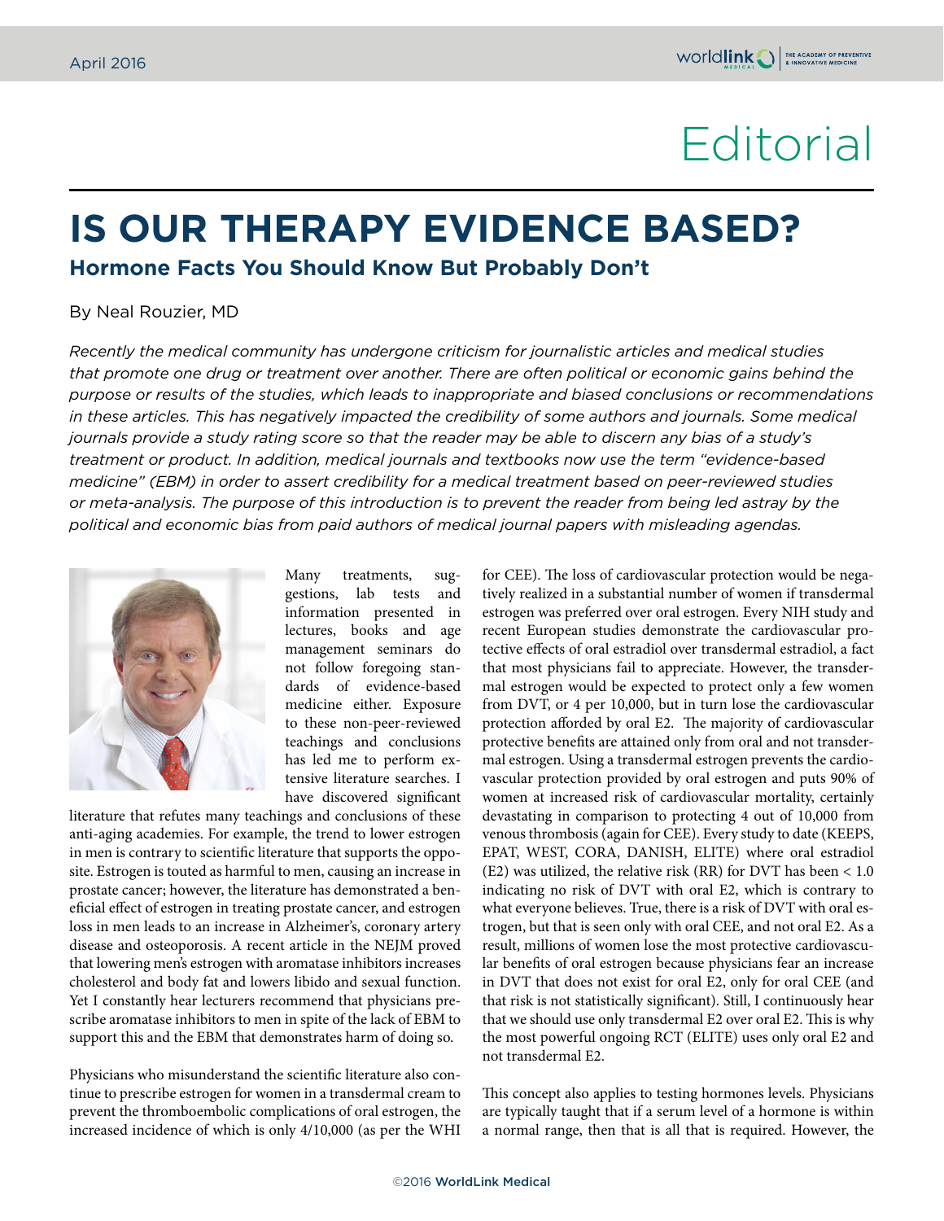# Editorial

# IS OUR THERAPY EVIDENCE BASED?

## Hormone Facts You Should Know But Probably Don't

By Neal Rouzier, MD

*Recently the medical community has undergone criticism for journalistic articles and medical studies that promote one drug or treatment over another. There are often political or economic gains behind the purpose or results of the studies, which leads to inappropriate and biased conclusions or recommendations in these articles. This has negatively impacted the credibility of some authors and journals. Some medical journals provide a study rating score so that the reader may be able to discern any bias of a study's treatment or product. In addition, medical journals and textbooks now use the term "evidence-based medicine" (EBM) in order to assert credibility for a medical treatment based on peer-reviewed studies or meta-analysis. The purpose of this introduction is to prevent the reader from being led astray by the political and economic bias from paid authors of medical journal papers with misleading agendas.*

Many treatments, suggestions, lab tests and information presented in lectures, books and age management seminars do not follow foregoing standards of evidence-based medicine either. Exposure to these non-peer-reviewed teachings and conclusions has led me to perform extensive literature searches. I have discovered significant literature that refutes many teachings and conclusions of these anti-aging academies. For example, the trend to lower estrogen in men is contrary to scientific literature that supports the opposite. Estrogen is touted as harmful to men, causing an increase in prostate cancer; however, the literature has demonstrated a beneficial effect of estrogen in treating prostate cancer, and estrogen loss in men leads to an increase in Alzheimer's, coronary artery disease and osteoporosis. A recent article in the NEJM proved that lowering men's estrogen with aromatase inhibitors increases cholesterol and body fat and lowers libido and sexual function. Yet I constantly hear lecturers recommend that physicians prescribe aromatase inhibitors to men in spite of the lack of EBM to support this and the EBM that demonstrates harm of doing so.

Physicians who misunderstand the scientific literature also continue to prescribe estrogen for women in a transdermal cream to prevent the thromboembolic complications of oral estrogen, the increased incidence of which is only 4/10,000 (as per the WHI for CEE). The loss of cardiovascular protection would be negatively realized in a substantial number of women if transdermal estrogen was preferred over oral estrogen. Every NIH study and recent European studies demonstrate the cardiovascular protective effects of oral estradiol over transdermal estradiol, a fact that most physicians fail to appreciate. However, the transdermal estrogen would be expected to protect only a few women from DVT, or 4 per 10,000, but in turn lose the cardiovascular protection afforded by oral E2. The majority of cardiovascular protective benefits are attained only from oral and not transdermal estrogen. Using a transdermal estrogen prevents the cardiovascular protection provided by oral estrogen and puts 90% of women at increased risk of cardiovascular mortality, certainly devastating in comparison to protecting 4 out of 10,000 from venous thrombosis (again for CEE). Every study to date (KEEPS, EPAT, WEST, CORA, DANISH, ELITE) where oral estradiol (E2) was utilized, the relative risk (RR) for DVT has been < 1.0 indicating no risk of DVT with oral E2, which is contrary to what everyone believes. True, there is a risk of DVT with oral estrogen, but that is seen only with oral CEE, and not oral E2. As a result, millions of women lose the most protective cardiovascular benefits of oral estrogen because physicians fear an increase in DVT that does not exist for oral E2, only for oral CEE (and that risk is not statistically significant). Still, I continuously hear that we should use only transdermal E2 over oral E2. This is why the most powerful ongoing RCT (ELITE) uses only oral E2 and not transdermal E2.

This concept also applies to testing hormones levels. Physicians are typically taught that if a serum level of a hormone is within a normal range, then that is all that is required. However, the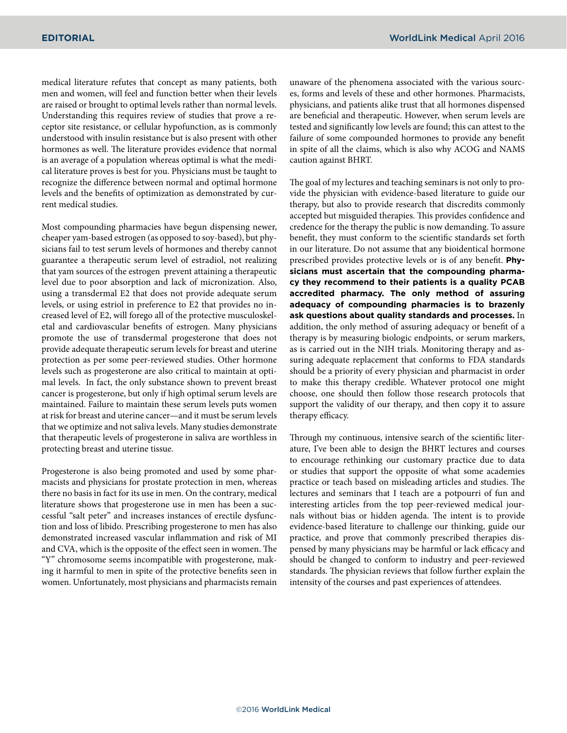medical literature refutes that concept as many patients, both men and women, will feel and function better when their levels are raised or brought to optimal levels rather than normal levels. Understanding this requires review of studies that prove a receptor site resistance, or cellular hypofunction, as is commonly understood with insulin resistance but is also present with other hormones as well. The literature provides evidence that normal is an average of a population whereas optimal is what the medical literature proves is best for you. Physicians must be taught to recognize the difference between normal and optimal hormone levels and the benefits of optimization as demonstrated by current medical studies.

Most compounding pharmacies have begun dispensing newer, cheaper yam-based estrogen (as opposed to soy-based), but physicians fail to test serum levels of hormones and thereby cannot guarantee a therapeutic serum level of estradiol, not realizing that yam sources of the estrogen prevent attaining a therapeutic level due to poor absorption and lack of micronization. Also, using a transdermal E2 that does not provide adequate serum levels, or using estriol in preference to E2 that provides no increased level of E2, will forego all of the protective musculoskeletal and cardiovascular benefits of estrogen. Many physicians promote the use of transdermal progesterone that does not provide adequate therapeutic serum levels for breast and uterine protection as per some peer-reviewed studies. Other hormone levels such as progesterone are also critical to maintain at optimal levels. In fact, the only substance shown to prevent breast cancer is progesterone, but only if high optimal serum levels are maintained. Failure to maintain these serum levels puts women at risk for breast and uterine cancer—and it must be serum levels that we optimize and not saliva levels. Many studies demonstrate that therapeutic levels of progesterone in saliva are worthless in protecting breast and uterine tissue.

Progesterone is also being promoted and used by some pharmacists and physicians for prostate protection in men, whereas there no basis in fact for its use in men. On the contrary, medical literature shows that progesterone use in men has been a successful "salt peter" and increases instances of erectile dysfunction and loss of libido. Prescribing progesterone to men has also demonstrated increased vascular inflammation and risk of MI and CVA, which is the opposite of the effect seen in women. The "Y" chromosome seems incompatible with progesterone, making it harmful to men in spite of the protective benefits seen in women. Unfortunately, most physicians and pharmacists remain unaware of the phenomena associated with the various sources, forms and levels of these and other hormones. Pharmacists, physicians, and patients alike trust that all hormones dispensed are beneficial and therapeutic. However, when serum levels are tested and significantly low levels are found; this can attest to the failure of some compounded hormones to provide any benefit in spite of all the claims, which is also why ACOG and NAMS caution against BHRT.

The goal of my lectures and teaching seminars is not only to provide the physician with evidence-based literature to guide our therapy, but also to provide research that discredits commonly accepted but misguided therapies. This provides confidence and credence for the therapy the public is now demanding. To assure benefit, they must conform to the scientific standards set forth in our literature. Do not assume that any bioidentical hormone prescribed provides protective levels or is of any benefit. **Physicians must ascertain that the compounding pharmacy they recommend to their patients is a quality PCAB accredited pharmacy. The only method of assuring adequacy of compounding pharmacies is to brazenly ask questions about quality standards and processes.** In addition, the only method of assuring adequacy or benefit of a therapy is by measuring biologic endpoints, or serum markers, as is carried out in the NIH trials. Monitoring therapy and assuring adequate replacement that conforms to FDA standards should be a priority of every physician and pharmacist in order to make this therapy credible. Whatever protocol one might choose, one should then follow those research protocols that support the validity of our therapy, and then copy it to assure therapy efficacy.

Through my continuous, intensive search of the scientific literature, I've been able to design the BHRT lectures and courses to encourage rethinking our customary practice due to data or studies that support the opposite of what some academies practice or teach based on misleading articles and studies. The lectures and seminars that I teach are a potpourri of fun and interesting articles from the top peer-reviewed medical journals without bias or hidden agenda. The intent is to provide evidence-based literature to challenge our thinking, guide our practice, and prove that commonly prescribed therapies dispensed by many physicians may be harmful or lack efficacy and should be changed to conform to industry and peer-reviewed standards. The physician reviews that follow further explain the intensity of the courses and past experiences of attendees.